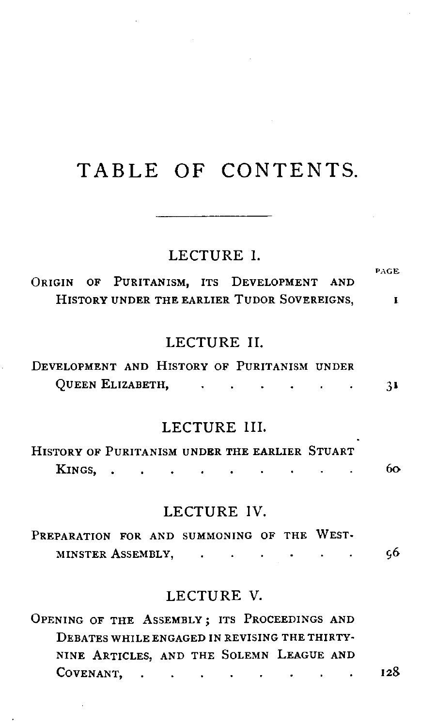# TABLE OF CONTENTS.

## LECTURE I.

PAGE

Origin of Puritanism, its Development and History under the earlier Tudor Sovereigns, 1

## LECTURE II.

Development and History of Puritanism under Queen Elizabeth, 31

## LECTURE III.

History of Puritanism under the earlier Stuart Kings, 60

## LECTURE IV.

Preparation for and summoning of the Westminster Assembly, 96

## LECTURE V.

Opening of the Assembly; its Proceedings and Debates while engaged in revising the Thirty-nine Articles, and the Solemn League and Covenant, 128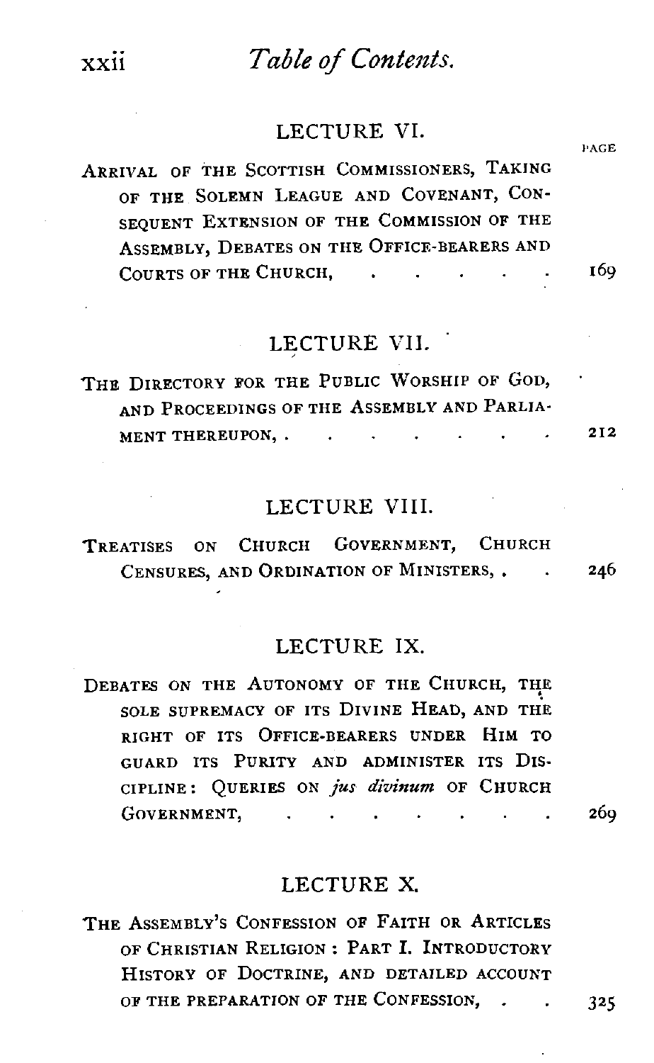| | PAGE |
|---|---|
| **LECTURE VI.** | |
| ARRIVAL OF THE SCOTTISH COMMISSIONERS, TAKING OF THE SOLEMN LEAGUE AND COVENANT, CONSEQUENT EXTENSION OF THE COMMISSION OF THE ASSEMBLY, DEBATES ON THE OFFICE-BEARERS AND COURTS OF THE CHURCH, . . . . . . | 169 |
| **LECTURE VII.** | |
| THE DIRECTORY FOR THE PUBLIC WORSHIP OF GOD, AND PROCEEDINGS OF THE ASSEMBLY AND PARLIAMENT THEREUPON, . . . . . . . . | 212 |
| **LECTURE VIII.** | |
| TREATISES ON CHURCH GOVERNMENT, CHURCH CENSURES, AND ORDINATION OF MINISTERS, . . | 246 |
| **LECTURE IX.** | |
| DEBATES ON THE AUTONOMY OF THE CHURCH, THE SOLE SUPREMACY OF ITS DIVINE HEAD, AND THE RIGHT OF ITS OFFICE-BEARERS UNDER HIM TO GUARD ITS PURITY AND ADMINISTER ITS DISCIPLINE: QUERIES ON *jus divinum* OF CHURCH GOVERNMENT, . . . . . . . . | 269 |
| **LECTURE X.** | |
| THE ASSEMBLY'S CONFESSION OF FAITH OR ARTICLES OF CHRISTIAN RELIGION: PART I. INTRODUCTORY HISTORY OF DOCTRINE, AND DETAILED ACCOUNT OF THE PREPARATION OF THE CONFESSION, . . | 325 |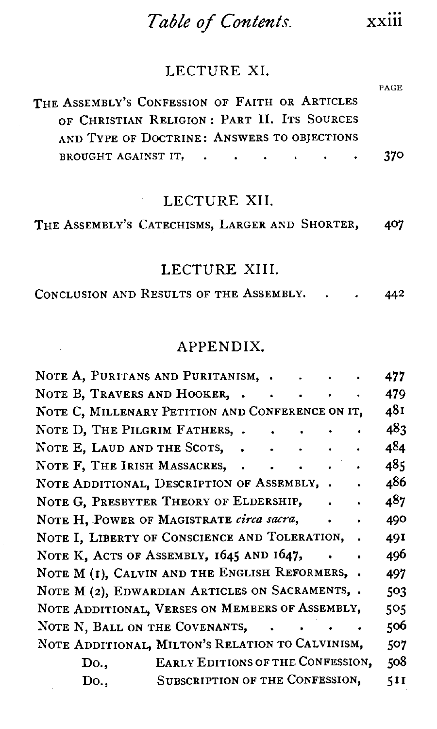## LECTURE XI.

PAGE

THE ASSEMBLY'S CONFESSION OF FAITH OR ARTICLES OF CHRISTIAN RELIGION: PART II. ITS SOURCES AND TYPE OF DOCTRINE: ANSWERS TO OBJECTIONS BROUGHT AGAINST IT, . . . . . . . 370

## LECTURE XII.

THE ASSEMBLY'S CATECHISMS, LARGER AND SHORTER, 407

## LECTURE XIII.

CONCLUSION AND RESULTS OF THE ASSEMBLY. . . 442

## APPENDIX.

NOTE A, PURITANS AND PURITANISM, . . . . . 477
NOTE B, TRAVERS AND HOOKER, . . . . . . 479
NOTE C, MILLENARY PETITION AND CONFERENCE ON IT, 481
NOTE D, THE PILGRIM FATHERS, . . . . . . 483
NOTE E, LAUD AND THE SCOTS, . . . . . . 484
NOTE F, THE IRISH MASSACRES, . . . . . . 485
NOTE ADDITIONAL, DESCRIPTION OF ASSEMBLY, . . 486
NOTE G, PRESBYTER THEORY OF ELDERSHIP, . . 487
NOTE H, POWER OF MAGISTRATE *circa sacra*, . . 490
NOTE I, LIBERTY OF CONSCIENCE AND TOLERATION, . 491
NOTE K, ACTS OF ASSEMBLY, 1645 AND 1647, . . 496
NOTE M (1), CALVIN AND THE ENGLISH REFORMERS, . 497
NOTE M (2), EDWARDIAN ARTICLES ON SACRAMENTS, . 503
NOTE ADDITIONAL, VERSES ON MEMBERS OF ASSEMBLY, 505
NOTE N, BALL ON THE COVENANTS, . . . . . 506
NOTE ADDITIONAL, MILTON'S RELATION TO CALVINISM, 507
Do., EARLY EDITIONS OF THE CONFESSION, 508
Do., SUBSCRIPTION OF THE CONFESSION, 511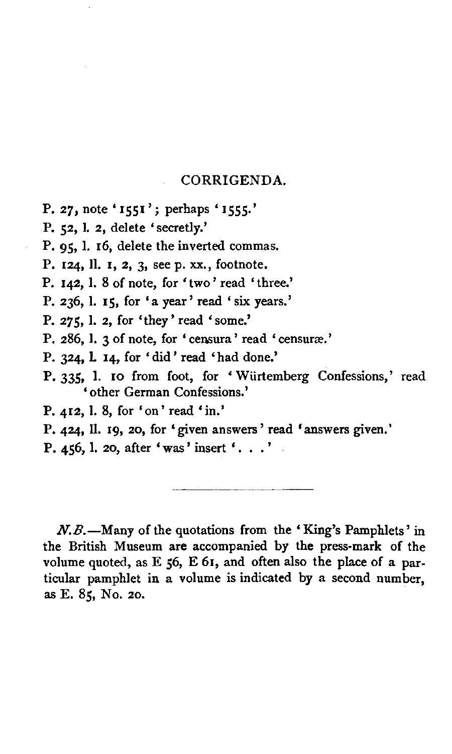## CORRIGENDA.

P. 27, note '1551'; perhaps '1555.'

P. 52, l. 2, delete 'secretly.'

P. 95, l. 16, delete the inverted commas.

P. 124, ll. 1, 2, 3, see p. xx., footnote.

P. 142, l. 8 of note, for 'two' read 'three.'

P. 236, l. 15, for 'a year' read 'six years.'

P. 275, l. 2, for 'they' read 'some.'

P. 286, l. 3 of note, for 'censura' read 'censuræ.'

P. 324, l. 14, for 'did' read 'had done.'

P. 335, l. 10 from foot, for 'Würtemberg Confessions,' read 'other German Confessions.'

P. 412, l. 8, for 'on' read 'in.'

P. 424, ll. 19, 20, for 'given answers' read 'answers given.'

P. 456, l. 20, after 'was' insert '. . .'

---

*N.B.*—Many of the quotations from the 'King's Pamphlets' in the British Museum are accompanied by the press-mark of the volume quoted, as E 56, E 61, and often also the place of a particular pamphlet in a volume is indicated by a second number, as E. 85, No. 20.